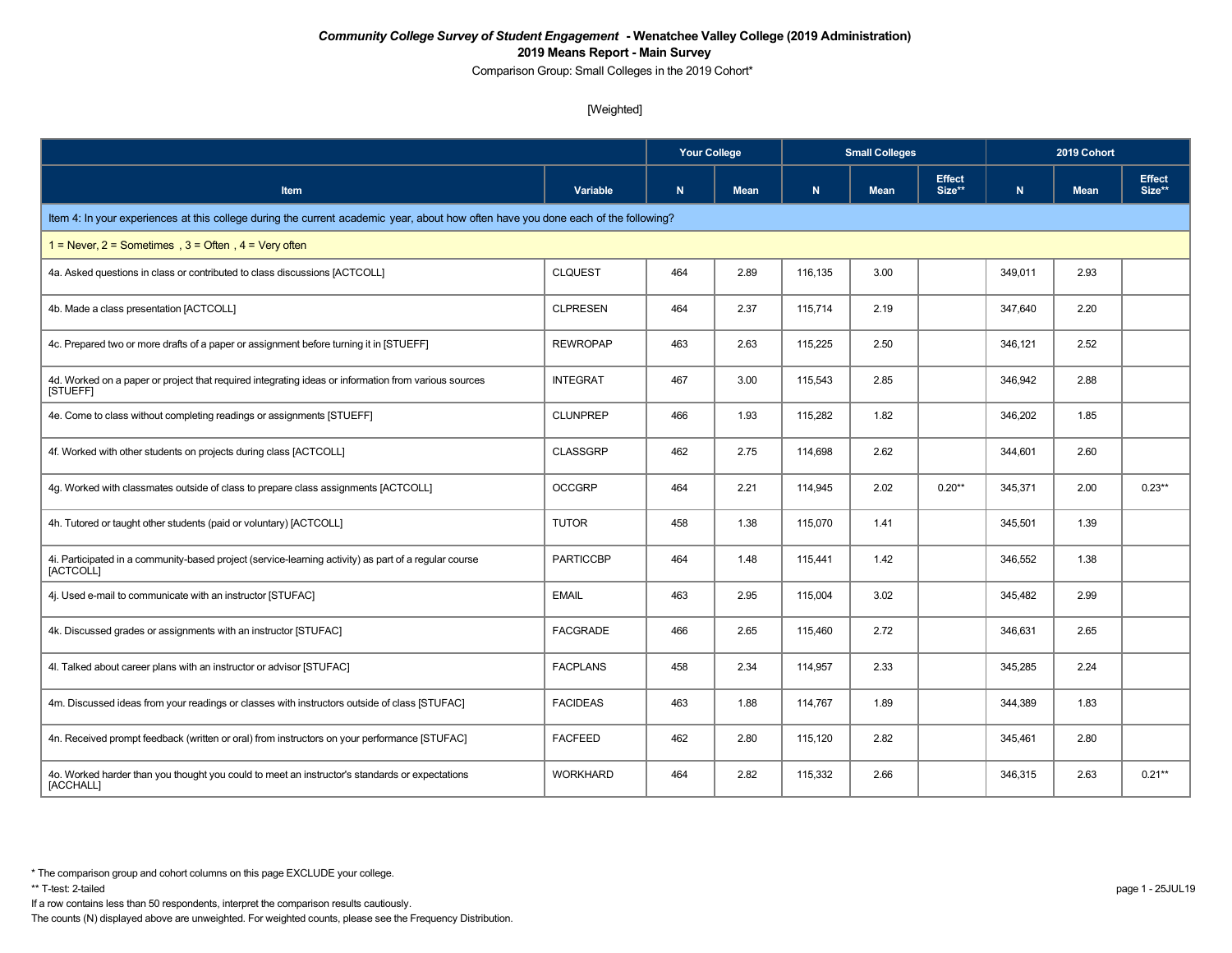*Community College Survey of Student Engagement* **- Wenatchee Valley College (2019 Administration)**

**2019 Means Report - Main Survey**

Comparison Group: Small Colleges in the 2019 Cohort*

[Weighted]

| | | Your College | | Small Colleges | | | 2019 Cohort | | |
|---|---|---|---|---|---|---|---|---|---|
| **Item** | **Variable** | **N** | **Mean** | **N** | **Mean** | **Effect Size**** | **N** | **Mean** | **Effect Size**** |
| Item 4: In your experiences at this college during the current academic year, about how often have you done each of the following? | | | | | | | | | |
| 1 = Never, 2 = Sometimes , 3 = Often , 4 = Very often | | | | | | | | | |
| 4a. Asked questions in class or contributed to class discussions [ACTCOLL] | CLQUEST | 464 | 2.89 | 116,135 | 3.00 | | 349,011 | 2.93 | |
| 4b. Made a class presentation [ACTCOLL] | CLPRESEN | 464 | 2.37 | 115,714 | 2.19 | | 347,640 | 2.20 | |
| 4c. Prepared two or more drafts of a paper or assignment before turning it in [STUEFF] | REWROPAP | 463 | 2.63 | 115,225 | 2.50 | | 346,121 | 2.52 | |
| 4d. Worked on a paper or project that required integrating ideas or information from various sources [STUEFF] | INTEGRAT | 467 | 3.00 | 115,543 | 2.85 | | 346,942 | 2.88 | |
| 4e. Come to class without completing readings or assignments [STUEFF] | CLUNPREP | 466 | 1.93 | 115,282 | 1.82 | | 346,202 | 1.85 | |
| 4f. Worked with other students on projects during class [ACTCOLL] | CLASSGRP | 462 | 2.75 | 114,698 | 2.62 | | 344,601 | 2.60 | |
| 4g. Worked with classmates outside of class to prepare class assignments [ACTCOLL] | OCCGRP | 464 | 2.21 | 114,945 | 2.02 | 0.20** | 345,371 | 2.00 | 0.23** |
| 4h. Tutored or taught other students (paid or voluntary) [ACTCOLL] | TUTOR | 458 | 1.38 | 115,070 | 1.41 | | 345,501 | 1.39 | |
| 4i. Participated in a community-based project (service-learning activity) as part of a regular course [ACTCOLL] | PARTICCBP | 464 | 1.48 | 115,441 | 1.42 | | 346,552 | 1.38 | |
| 4j. Used e-mail to communicate with an instructor [STUFAC] | EMAIL | 463 | 2.95 | 115,004 | 3.02 | | 345,482 | 2.99 | |
| 4k. Discussed grades or assignments with an instructor [STUFAC] | FACGRADE | 466 | 2.65 | 115,460 | 2.72 | | 346,631 | 2.65 | |
| 4l. Talked about career plans with an instructor or advisor [STUFAC] | FACPLANS | 458 | 2.34 | 114,957 | 2.33 | | 345,285 | 2.24 | |
| 4m. Discussed ideas from your readings or classes with instructors outside of class [STUFAC] | FACIDEAS | 463 | 1.88 | 114,767 | 1.89 | | 344,389 | 1.83 | |
| 4n. Received prompt feedback (written or oral) from instructors on your performance [STUFAC] | FACFEED | 462 | 2.80 | 115,120 | 2.82 | | 345,461 | 2.80 | |
| 4o. Worked harder than you thought you could to meet an instructor's standards or expectations [ACCHALL] | WORKHARD | 464 | 2.82 | 115,332 | 2.66 | | 346,315 | 2.63 | 0.21** |

* The comparison group and cohort columns on this page EXCLUDE your college.

** T-test: 2-tailed

If a row contains less than 50 respondents, interpret the comparison results cautiously.

The counts (N) displayed above are unweighted. For weighted counts, please see the Frequency Distribution.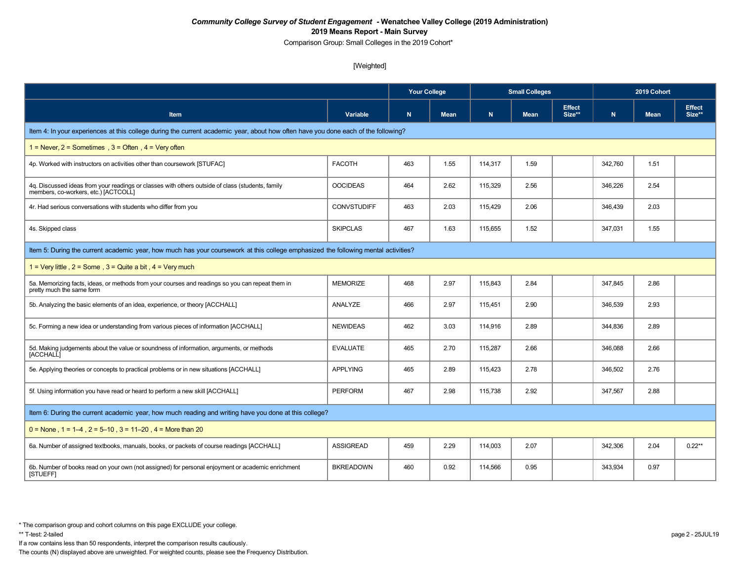***Community College Survey of Student Engagement* - Wenatchee Valley College (2019 Administration)**

**2019 Means Report - Main Survey**

Comparison Group: Small Colleges in the 2019 Cohort*

[Weighted]

| Item | Variable | Your College | | Small Colleges | | | 2019 Cohort | | |
|---|---|---|---|---|---|---|---|---|---|
| | | N | Mean | N | Mean | Effect Size** | N | Mean | Effect Size** |
| Item 4: In your experiences at this college during the current academic year, about how often have you done each of the following? | | | | | | | | | |
| 1 = Never, 2 = Sometimes , 3 = Often , 4 = Very often | | | | | | | | | |
| 4p. Worked with instructors on activities other than coursework [STUFAC] | FACOTH | 463 | 1.55 | 114,317 | 1.59 | | 342,760 | 1.51 | |
| 4q. Discussed ideas from your readings or classes with others outside of class (students, family members, co-workers, etc.) [ACTCOLL] | OOCIDEAS | 464 | 2.62 | 115,329 | 2.56 | | 346,226 | 2.54 | |
| 4r. Had serious conversations with students who differ from you | CONVSTUDIFF | 463 | 2.03 | 115,429 | 2.06 | | 346,439 | 2.03 | |
| 4s. Skipped class | SKIPCLAS | 467 | 1.63 | 115,655 | 1.52 | | 347,031 | 1.55 | |
| Item 5: During the current academic year, how much has your coursework at this college emphasized the following mental activities? | | | | | | | | | |
| 1 = Very little , 2 = Some , 3 = Quite a bit , 4 = Very much | | | | | | | | | |
| 5a. Memorizing facts, ideas, or methods from your courses and readings so you can repeat them in pretty much the same form | MEMORIZE | 468 | 2.97 | 115,843 | 2.84 | | 347,845 | 2.86 | |
| 5b. Analyzing the basic elements of an idea, experience, or theory [ACCHALL] | ANALYZE | 466 | 2.97 | 115,451 | 2.90 | | 346,539 | 2.93 | |
| 5c. Forming a new idea or understanding from various pieces of information [ACCHALL] | NEWIDEAS | 462 | 3.03 | 114,916 | 2.89 | | 344,836 | 2.89 | |
| 5d. Making judgements about the value or soundness of information, arguments, or methods [ACCHALL] | EVALUATE | 465 | 2.70 | 115,287 | 2.66 | | 346,088 | 2.66 | |
| 5e. Applying theories or concepts to practical problems or in new situations [ACCHALL] | APPLYING | 465 | 2.89 | 115,423 | 2.78 | | 346,502 | 2.76 | |
| 5f. Using information you have read or heard to perform a new skill [ACCHALL] | PERFORM | 467 | 2.98 | 115,738 | 2.92 | | 347,567 | 2.88 | |
| Item 6: During the current academic year, how much reading and writing have you done at this college? | | | | | | | | | |
| 0 = None , 1 = 1–4 , 2 = 5–10 , 3 = 11–20 , 4 = More than 20 | | | | | | | | | |
| 6a. Number of assigned textbooks, manuals, books, or packets of course readings [ACCHALL] | ASSIGREAD | 459 | 2.29 | 114,003 | 2.07 | | 342,306 | 2.04 | 0.22** |
| 6b. Number of books read on your own (not assigned) for personal enjoyment or academic enrichment [STUEFF] | BKREADOWN | 460 | 0.92 | 114,566 | 0.95 | | 343,934 | 0.97 | |

* The comparison group and cohort columns on this page EXCLUDE your college.

** T-test: 2-tailed

If a row contains less than 50 respondents, interpret the comparison results cautiously.

The counts (N) displayed above are unweighted. For weighted counts, please see the Frequency Distribution.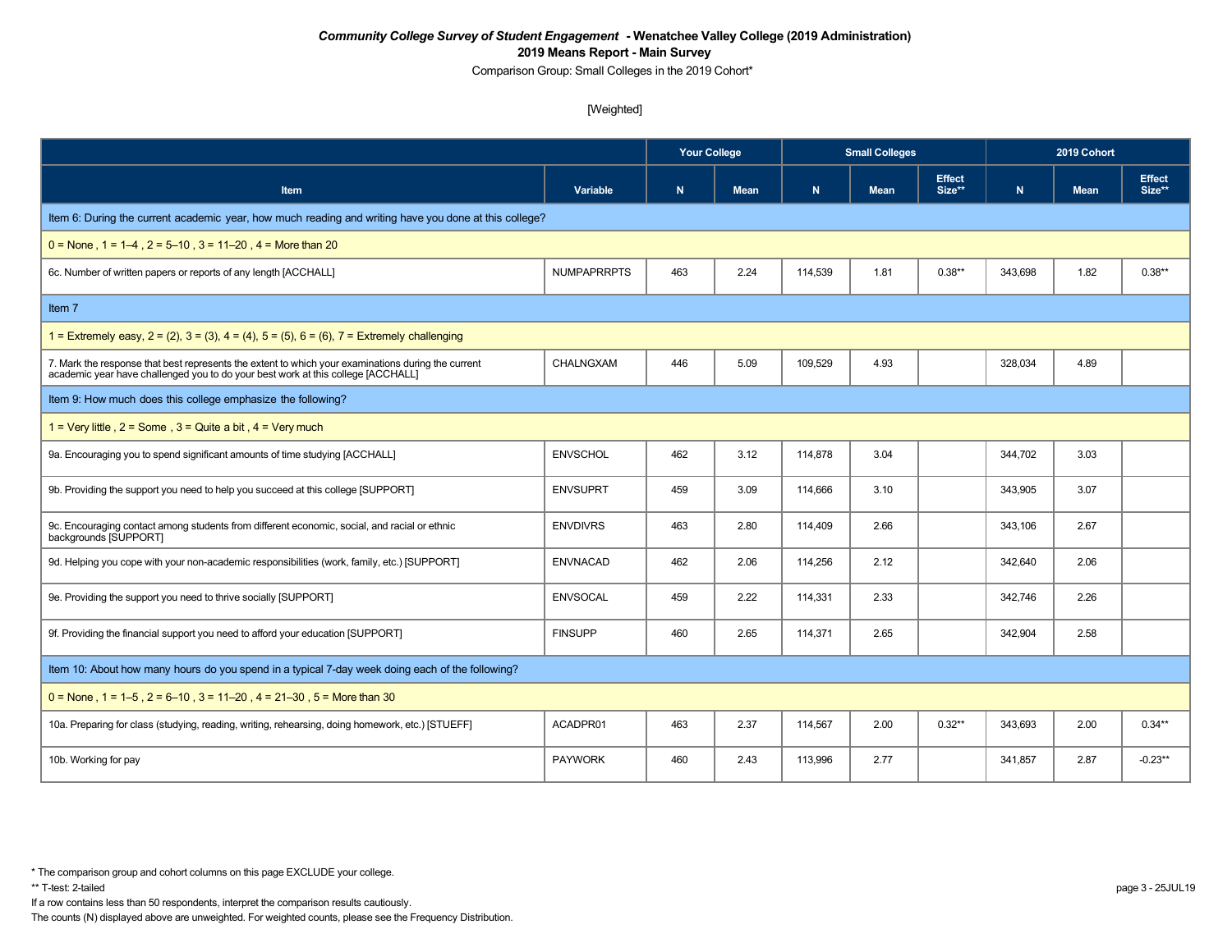***Community College Survey of Student Engagement*** **- Wenatchee Valley College (2019 Administration)**

**2019 Means Report - Main Survey**

Comparison Group: Small Colleges in the 2019 Cohort*

[Weighted]

| Item | Variable | Your College | | Small Colleges | | | 2019 Cohort | | |
|---|---|---|---|---|---|---|---|---|---|
| | | N | Mean | N | Mean | Effect Size** | N | Mean | Effect Size** |
| Item 6: During the current academic year, how much reading and writing have you done at this college? | | | | | | | | | |
| 0 = None , 1 = 1–4 , 2 = 5–10 , 3 = 11–20 , 4 = More than 20 | | | | | | | | | |
| 6c. Number of written papers or reports of any length [ACCHALL] | NUMPAPRRPTS | 463 | 2.24 | 114,539 | 1.81 | 0.38** | 343,698 | 1.82 | 0.38** |
| Item 7 | | | | | | | | | |
| 1 = Extremely easy, 2 = (2), 3 = (3), 4 = (4), 5 = (5), 6 = (6), 7 = Extremely challenging | | | | | | | | | |
| 7. Mark the response that best represents the extent to which your examinations during the current academic year have challenged you to do your best work at this college [ACCHALL] | CHALNGXAM | 446 | 5.09 | 109,529 | 4.93 | | 328,034 | 4.89 | |
| Item 9: How much does this college emphasize the following? | | | | | | | | | |
| 1 = Very little , 2 = Some , 3 = Quite a bit , 4 = Very much | | | | | | | | | |
| 9a. Encouraging you to spend significant amounts of time studying [ACCHALL] | ENVSCHOL | 462 | 3.12 | 114,878 | 3.04 | | 344,702 | 3.03 | |
| 9b. Providing the support you need to help you succeed at this college [SUPPORT] | ENVSUPRT | 459 | 3.09 | 114,666 | 3.10 | | 343,905 | 3.07 | |
| 9c. Encouraging contact among students from different economic, social, and racial or ethnic backgrounds [SUPPORT] | ENVDIVRS | 463 | 2.80 | 114,409 | 2.66 | | 343,106 | 2.67 | |
| 9d. Helping you cope with your non-academic responsibilities (work, family, etc.) [SUPPORT] | ENVNACAD | 462 | 2.06 | 114,256 | 2.12 | | 342,640 | 2.06 | |
| 9e. Providing the support you need to thrive socially [SUPPORT] | ENVSOCAL | 459 | 2.22 | 114,331 | 2.33 | | 342,746 | 2.26 | |
| 9f. Providing the financial support you need to afford your education [SUPPORT] | FINSUPP | 460 | 2.65 | 114,371 | 2.65 | | 342,904 | 2.58 | |
| Item 10: About how many hours do you spend in a typical 7-day week doing each of the following? | | | | | | | | | |
| 0 = None , 1 = 1–5 , 2 = 6–10 , 3 = 11–20 , 4 = 21–30 , 5 = More than 30 | | | | | | | | | |
| 10a. Preparing for class (studying, reading, writing, rehearsing, doing homework, etc.) [STUEFF] | ACADPR01 | 463 | 2.37 | 114,567 | 2.00 | 0.32** | 343,693 | 2.00 | 0.34** |
| 10b. Working for pay | PAYWORK | 460 | 2.43 | 113,996 | 2.77 | | 341,857 | 2.87 | -0.23** |

* The comparison group and cohort columns on this page EXCLUDE your college.

** T-test: 2-tailed

If a row contains less than 50 respondents, interpret the comparison results cautiously.

The counts (N) displayed above are unweighted. For weighted counts, please see the Frequency Distribution.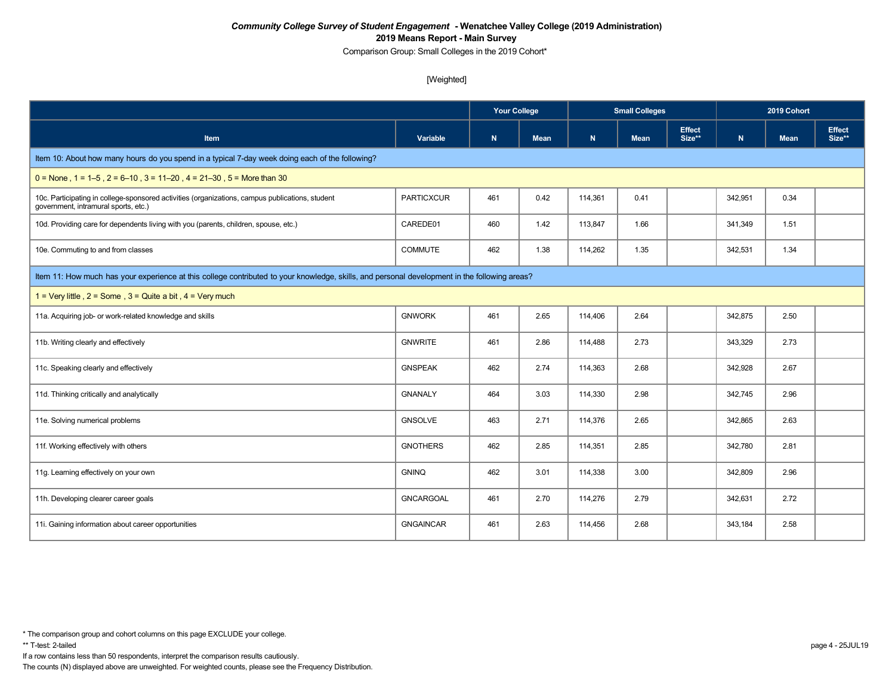***Community College Survey of Student Engagement* - Wenatchee Valley College (2019 Administration)**
**2019 Means Report - Main Survey**
Comparison Group: Small Colleges in the 2019 Cohort*

[Weighted]

| | | Your College | | Small Colleges | | | 2019 Cohort | | |
|---|---|---|---|---|---|---|---|---|---|
| **Item** | **Variable** | **N** | **Mean** | **N** | **Mean** | **Effect Size**** | **N** | **Mean** | **Effect Size**** |
| Item 10: About how many hours do you spend in a typical 7-day week doing each of the following? | | | | | | | | | |
| 0 = None , 1 = 1–5 , 2 = 6–10 , 3 = 11–20 , 4 = 21–30 , 5 = More than 30 | | | | | | | | | |
| 10c. Participating in college-sponsored activities (organizations, campus publications, student government, intramural sports, etc.) | PARTICXCUR | 461 | 0.42 | 114,361 | 0.41 | | 342,951 | 0.34 | |
| 10d. Providing care for dependents living with you (parents, children, spouse, etc.) | CAREDE01 | 460 | 1.42 | 113,847 | 1.66 | | 341,349 | 1.51 | |
| 10e. Commuting to and from classes | COMMUTE | 462 | 1.38 | 114,262 | 1.35 | | 342,531 | 1.34 | |
| Item 11: How much has your experience at this college contributed to your knowledge, skills, and personal development in the following areas? | | | | | | | | | |
| 1 = Very little , 2 = Some , 3 = Quite a bit , 4 = Very much | | | | | | | | | |
| 11a. Acquiring job- or work-related knowledge and skills | GNWORK | 461 | 2.65 | 114,406 | 2.64 | | 342,875 | 2.50 | |
| 11b. Writing clearly and effectively | GNWRITE | 461 | 2.86 | 114,488 | 2.73 | | 343,329 | 2.73 | |
| 11c. Speaking clearly and effectively | GNSPEAK | 462 | 2.74 | 114,363 | 2.68 | | 342,928 | 2.67 | |
| 11d. Thinking critically and analytically | GNANALY | 464 | 3.03 | 114,330 | 2.98 | | 342,745 | 2.96 | |
| 11e. Solving numerical problems | GNSOLVE | 463 | 2.71 | 114,376 | 2.65 | | 342,865 | 2.63 | |
| 11f. Working effectively with others | GNOTHERS | 462 | 2.85 | 114,351 | 2.85 | | 342,780 | 2.81 | |
| 11g. Learning effectively on your own | GNINQ | 462 | 3.01 | 114,338 | 3.00 | | 342,809 | 2.96 | |
| 11h. Developing clearer career goals | GNCARGOAL | 461 | 2.70 | 114,276 | 2.79 | | 342,631 | 2.72 | |
| 11i. Gaining information about career opportunities | GNGAINCAR | 461 | 2.63 | 114,456 | 2.68 | | 343,184 | 2.58 | |

* The comparison group and cohort columns on this page EXCLUDE your college.
** T-test: 2-tailed
If a row contains less than 50 respondents, interpret the comparison results cautiously.
The counts (N) displayed above are unweighted. For weighted counts, please see the Frequency Distribution.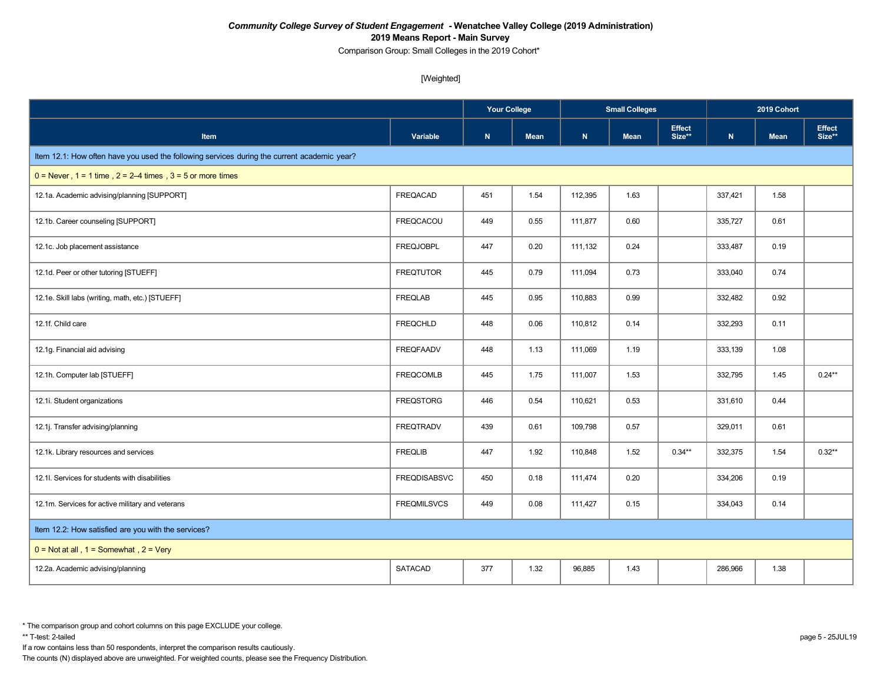***Community College Survey of Student Engagement*** **- Wenatchee Valley College (2019 Administration)**

**2019 Means Report - Main Survey**

Comparison Group: Small Colleges in the 2019 Cohort*

[Weighted]

| | | Your College | | Small Colleges | | | 2019 Cohort | | |
|---|---|---|---|---|---|---|---|---|---|
| **Item** | **Variable** | **N** | **Mean** | **N** | **Mean** | **Effect Size**** | **N** | **Mean** | **Effect Size**** |
| Item 12.1: How often have you used the following services during the current academic year? | | | | | | | | | |
| 0 = Never , 1 = 1 time , 2 = 2–4 times , 3 = 5 or more times | | | | | | | | | |
| 12.1a. Academic advising/planning [SUPPORT] | FREQACAD | 451 | 1.54 | 112,395 | 1.63 | | 337,421 | 1.58 | |
| 12.1b. Career counseling [SUPPORT] | FREQCACOU | 449 | 0.55 | 111,877 | 0.60 | | 335,727 | 0.61 | |
| 12.1c. Job placement assistance | FREQJOBPL | 447 | 0.20 | 111,132 | 0.24 | | 333,487 | 0.19 | |
| 12.1d. Peer or other tutoring [STUEFF] | FREQTUTOR | 445 | 0.79 | 111,094 | 0.73 | | 333,040 | 0.74 | |
| 12.1e. Skill labs (writing, math, etc.) [STUEFF] | FREQLAB | 445 | 0.95 | 110,883 | 0.99 | | 332,482 | 0.92 | |
| 12.1f. Child care | FREQCHLD | 448 | 0.06 | 110,812 | 0.14 | | 332,293 | 0.11 | |
| 12.1g. Financial aid advising | FREQFAADV | 448 | 1.13 | 111,069 | 1.19 | | 333,139 | 1.08 | |
| 12.1h. Computer lab [STUEFF] | FREQCOMLB | 445 | 1.75 | 111,007 | 1.53 | | 332,795 | 1.45 | 0.24** |
| 12.1i. Student organizations | FREQSTORG | 446 | 0.54 | 110,621 | 0.53 | | 331,610 | 0.44 | |
| 12.1j. Transfer advising/planning | FREQTRADV | 439 | 0.61 | 109,798 | 0.57 | | 329,011 | 0.61 | |
| 12.1k. Library resources and services | FREQLIB | 447 | 1.92 | 110,848 | 1.52 | 0.34** | 332,375 | 1.54 | 0.32** |
| 12.1l. Services for students with disabilities | FREQDISABSVC | 450 | 0.18 | 111,474 | 0.20 | | 334,206 | 0.19 | |
| 12.1m. Services for active military and veterans | FREQMILSVCS | 449 | 0.08 | 111,427 | 0.15 | | 334,043 | 0.14 | |
| Item 12.2: How satisfied are you with the services? | | | | | | | | | |
| 0 = Not at all , 1 = Somewhat , 2 = Very | | | | | | | | | |
| 12.2a. Academic advising/planning | SATACAD | 377 | 1.32 | 96,885 | 1.43 | | 286,966 | 1.38 | |

* The comparison group and cohort columns on this page EXCLUDE your college.

** T-test: 2-tailed

If a row contains less than 50 respondents, interpret the comparison results cautiously.

The counts (N) displayed above are unweighted. For weighted counts, please see the Frequency Distribution.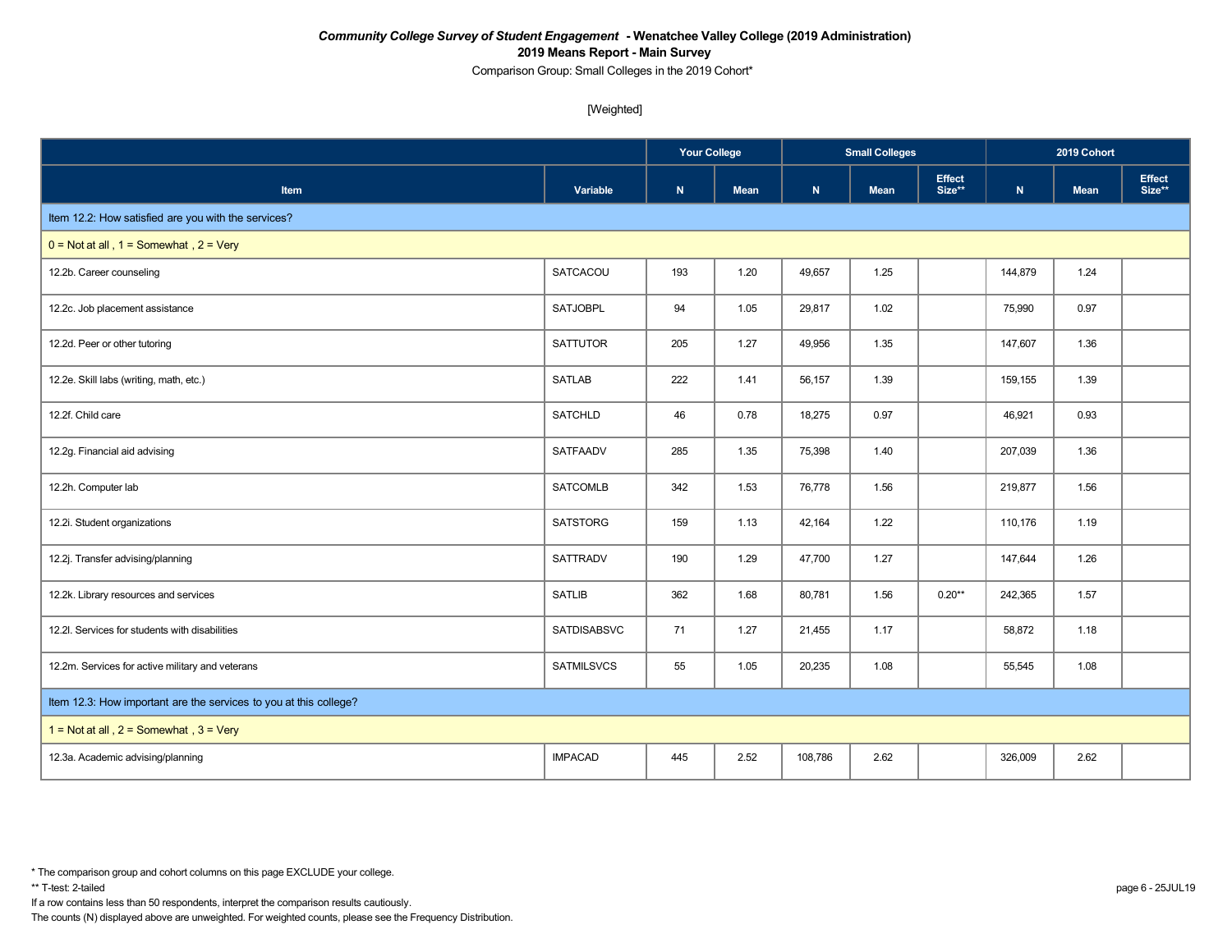*Community College Survey of Student Engagement* **- Wenatchee Valley College (2019 Administration)**

**2019 Means Report - Main Survey**

Comparison Group: Small Colleges in the 2019 Cohort*

[Weighted]

| | | Your College | | Small Colleges | | | 2019 Cohort | | |
|---|---|---|---|---|---|---|---|---|---|
| **Item** | **Variable** | **N** | **Mean** | **N** | **Mean** | **Effect Size**** | **N** | **Mean** | **Effect Size**** |
| Item 12.2: How satisfied are you with the services? | | | | | | | | | |
| 0 = Not at all , 1 = Somewhat , 2 = Very | | | | | | | | | |
| 12.2b. Career counseling | SATCACOU | 193 | 1.20 | 49,657 | 1.25 | | 144,879 | 1.24 | |
| 12.2c. Job placement assistance | SATJOBPL | 94 | 1.05 | 29,817 | 1.02 | | 75,990 | 0.97 | |
| 12.2d. Peer or other tutoring | SATTUTOR | 205 | 1.27 | 49,956 | 1.35 | | 147,607 | 1.36 | |
| 12.2e. Skill labs (writing, math, etc.) | SATLAB | 222 | 1.41 | 56,157 | 1.39 | | 159,155 | 1.39 | |
| 12.2f. Child care | SATCHLD | 46 | 0.78 | 18,275 | 0.97 | | 46,921 | 0.93 | |
| 12.2g. Financial aid advising | SATFAADV | 285 | 1.35 | 75,398 | 1.40 | | 207,039 | 1.36 | |
| 12.2h. Computer lab | SATCOMLB | 342 | 1.53 | 76,778 | 1.56 | | 219,877 | 1.56 | |
| 12.2i. Student organizations | SATSTORG | 159 | 1.13 | 42,164 | 1.22 | | 110,176 | 1.19 | |
| 12.2j. Transfer advising/planning | SATTRADV | 190 | 1.29 | 47,700 | 1.27 | | 147,644 | 1.26 | |
| 12.2k. Library resources and services | SATLIB | 362 | 1.68 | 80,781 | 1.56 | 0.20** | 242,365 | 1.57 | |
| 12.2l. Services for students with disabilities | SATDISABSVC | 71 | 1.27 | 21,455 | 1.17 | | 58,872 | 1.18 | |
| 12.2m. Services for active military and veterans | SATMILSVCS | 55 | 1.05 | 20,235 | 1.08 | | 55,545 | 1.08 | |
| Item 12.3: How important are the services to you at this college? | | | | | | | | | |
| 1 = Not at all , 2 = Somewhat , 3 = Very | | | | | | | | | |
| 12.3a. Academic advising/planning | IMPACAD | 445 | 2.52 | 108,786 | 2.62 | | 326,009 | 2.62 | |

* The comparison group and cohort columns on this page EXCLUDE your college.

** T-test: 2-tailed

If a row contains less than 50 respondents, interpret the comparison results cautiously.

The counts (N) displayed above are unweighted. For weighted counts, please see the Frequency Distribution.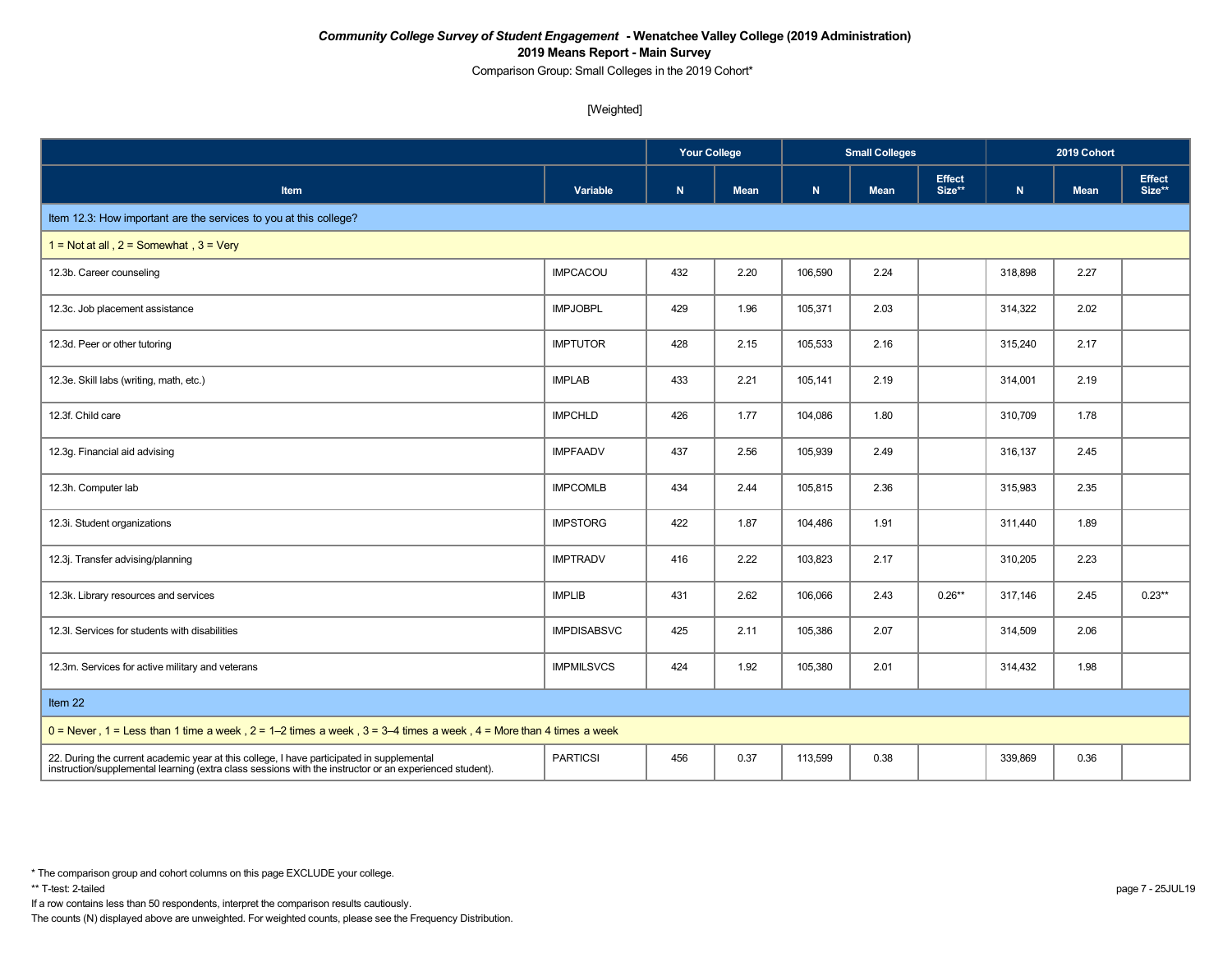***Community College Survey of Student Engagement* - Wenatchee Valley College (2019 Administration)**

**2019 Means Report - Main Survey**

Comparison Group: Small Colleges in the 2019 Cohort*

[Weighted]

| Item | Variable | Your College | | Small Colleges | | | 2019 Cohort | | |
|---|---|---|---|---|---|---|---|---|---|
| | | N | Mean | N | Mean | Effect Size** | N | Mean | Effect Size** |
| Item 12.3: How important are the services to you at this college? | | | | | | | | | |
| 1 = Not at all , 2 = Somewhat , 3 = Very | | | | | | | | | |
| 12.3b. Career counseling | IMPCACOU | 432 | 2.20 | 106,590 | 2.24 | | 318,898 | 2.27 | |
| 12.3c. Job placement assistance | IMPJOBPL | 429 | 1.96 | 105,371 | 2.03 | | 314,322 | 2.02 | |
| 12.3d. Peer or other tutoring | IMPTUTOR | 428 | 2.15 | 105,533 | 2.16 | | 315,240 | 2.17 | |
| 12.3e. Skill labs (writing, math, etc.) | IMPLAB | 433 | 2.21 | 105,141 | 2.19 | | 314,001 | 2.19 | |
| 12.3f. Child care | IMPCHLD | 426 | 1.77 | 104,086 | 1.80 | | 310,709 | 1.78 | |
| 12.3g. Financial aid advising | IMPFAADV | 437 | 2.56 | 105,939 | 2.49 | | 316,137 | 2.45 | |
| 12.3h. Computer lab | IMPCOMLB | 434 | 2.44 | 105,815 | 2.36 | | 315,983 | 2.35 | |
| 12.3i. Student organizations | IMPSTORG | 422 | 1.87 | 104,486 | 1.91 | | 311,440 | 1.89 | |
| 12.3j. Transfer advising/planning | IMPTRADV | 416 | 2.22 | 103,823 | 2.17 | | 310,205 | 2.23 | |
| 12.3k. Library resources and services | IMPLIB | 431 | 2.62 | 106,066 | 2.43 | 0.26** | 317,146 | 2.45 | 0.23** |
| 12.3l. Services for students with disabilities | IMPDISABSVC | 425 | 2.11 | 105,386 | 2.07 | | 314,509 | 2.06 | |
| 12.3m. Services for active military and veterans | IMPMILSVCS | 424 | 1.92 | 105,380 | 2.01 | | 314,432 | 1.98 | |
| Item 22 | | | | | | | | | |
| 0 = Never , 1 = Less than 1 time a week , 2 = 1–2 times a week , 3 = 3–4 times a week , 4 = More than 4 times a week | | | | | | | | | |
| 22. During the current academic year at this college, I have participated in supplemental instruction/supplemental learning (extra class sessions with the instructor or an experienced student). | PARTICSI | 456 | 0.37 | 113,599 | 0.38 | | 339,869 | 0.36 | |

\* The comparison group and cohort columns on this page EXCLUDE your college.

** T-test: 2-tailed

If a row contains less than 50 respondents, interpret the comparison results cautiously.

The counts (N) displayed above are unweighted. For weighted counts, please see the Frequency Distribution.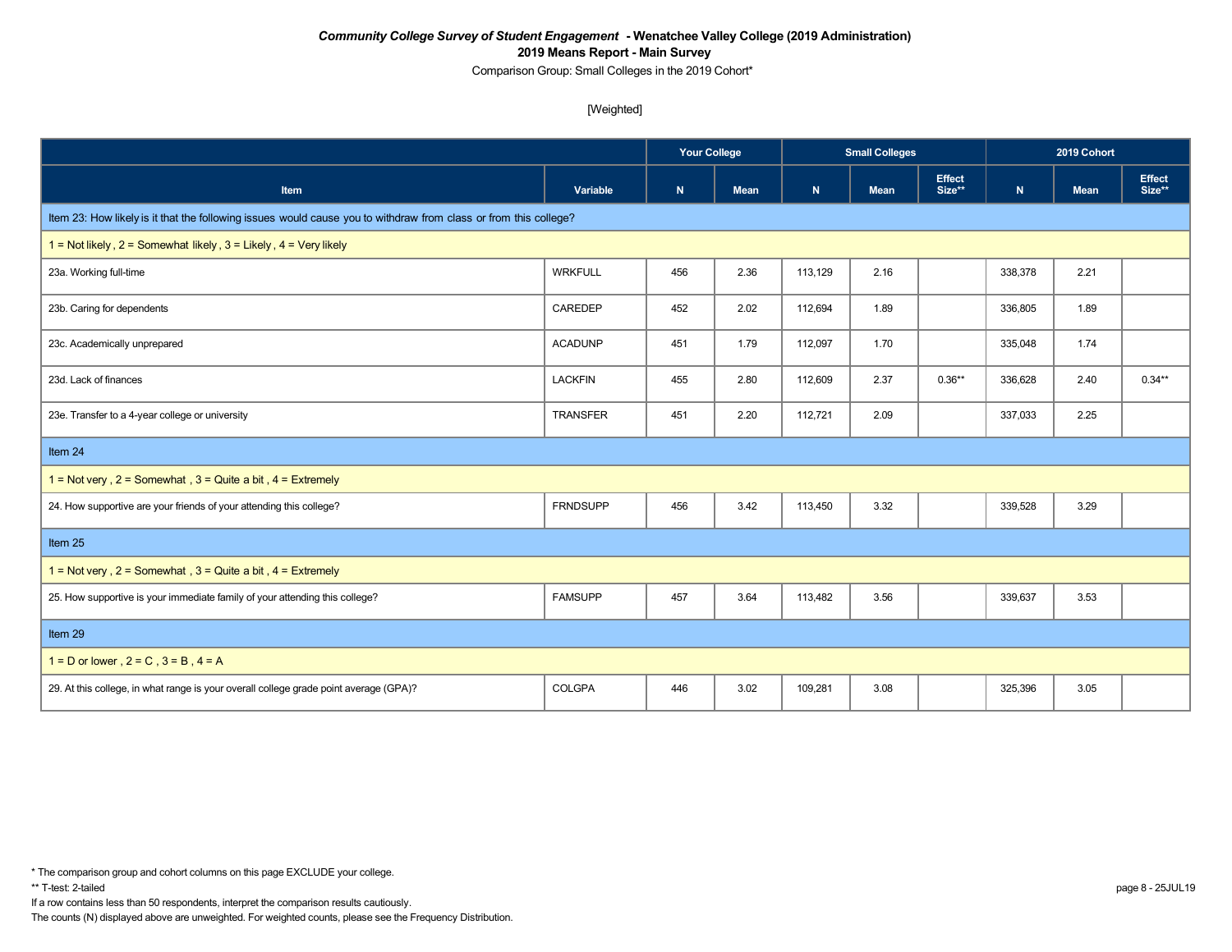***Community College Survey of Student Engagement* - Wenatchee Valley College (2019 Administration)**

**2019 Means Report - Main Survey**

Comparison Group: Small Colleges in the 2019 Cohort*

[Weighted]

| | | Your College | | Small Colleges | | | 2019 Cohort | | |
|---|---|---|---|---|---|---|---|---|---|
| **Item** | **Variable** | **N** | **Mean** | **N** | **Mean** | **Effect Size**** | **N** | **Mean** | **Effect Size**** |
| Item 23: How likely is it that the following issues would cause you to withdraw from class or from this college? | | | | | | | | | |
| 1 = Not likely , 2 = Somewhat likely , 3 = Likely , 4 = Very likely | | | | | | | | | |
| 23a. Working full-time | WRKFULL | 456 | 2.36 | 113,129 | 2.16 | | 338,378 | 2.21 | |
| 23b. Caring for dependents | CAREDEP | 452 | 2.02 | 112,694 | 1.89 | | 336,805 | 1.89 | |
| 23c. Academically unprepared | ACADUNP | 451 | 1.79 | 112,097 | 1.70 | | 335,048 | 1.74 | |
| 23d. Lack of finances | LACKFIN | 455 | 2.80 | 112,609 | 2.37 | 0.36** | 336,628 | 2.40 | 0.34** |
| 23e. Transfer to a 4-year college or university | TRANSFER | 451 | 2.20 | 112,721 | 2.09 | | 337,033 | 2.25 | |
| Item 24 | | | | | | | | | |
| 1 = Not very , 2 = Somewhat , 3 = Quite a bit , 4 = Extremely | | | | | | | | | |
| 24. How supportive are your friends of your attending this college? | FRNDSUPP | 456 | 3.42 | 113,450 | 3.32 | | 339,528 | 3.29 | |
| Item 25 | | | | | | | | | |
| 1 = Not very , 2 = Somewhat , 3 = Quite a bit , 4 = Extremely | | | | | | | | | |
| 25. How supportive is your immediate family of your attending this college? | FAMSUPP | 457 | 3.64 | 113,482 | 3.56 | | 339,637 | 3.53 | |
| Item 29 | | | | | | | | | |
| 1 = D or lower , 2 = C , 3 = B , 4 = A | | | | | | | | | |
| 29. At this college, in what range is your overall college grade point average (GPA)? | COLGPA | 446 | 3.02 | 109,281 | 3.08 | | 325,396 | 3.05 | |

* The comparison group and cohort columns on this page EXCLUDE your college.

** T-test: 2-tailed

If a row contains less than 50 respondents, interpret the comparison results cautiously.

The counts (N) displayed above are unweighted. For weighted counts, please see the Frequency Distribution.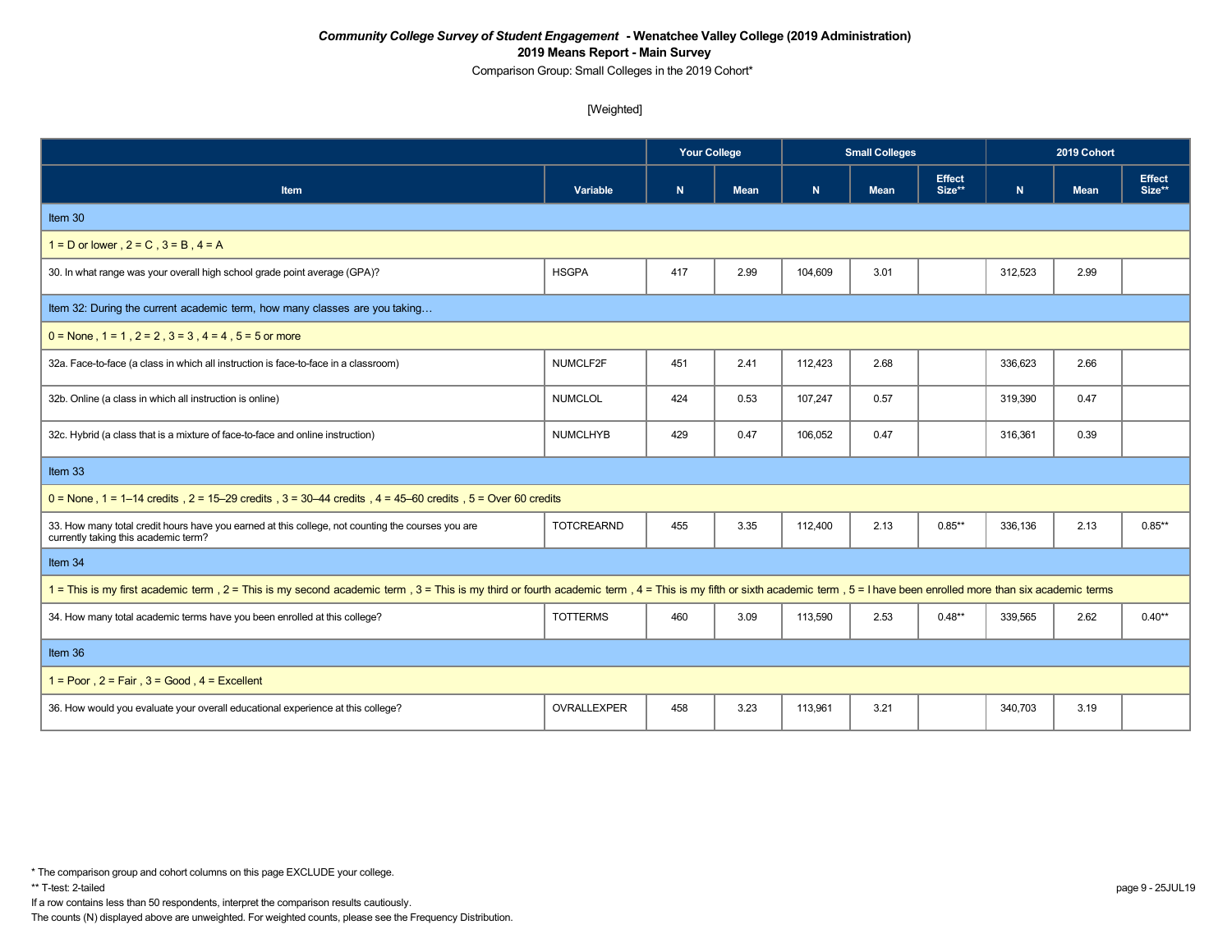***Community College Survey of Student Engagement* - Wenatchee Valley College (2019 Administration)**

**2019 Means Report - Main Survey**

Comparison Group: Small Colleges in the 2019 Cohort*

[Weighted]

| | | Your College | | Small Colleges | | | 2019 Cohort | | |
|---|---|---|---|---|---|---|---|---|---|
| **Item** | **Variable** | **N** | **Mean** | **N** | **Mean** | **Effect Size\*\*** | **N** | **Mean** | **Effect Size\*\*** |
| Item 30 | | | | | | | | | |
| 1 = D or lower , 2 = C , 3 = B , 4 = A | | | | | | | | | |
| 30. In what range was your overall high school grade point average (GPA)? | HSGPA | 417 | 2.99 | 104,609 | 3.01 | | 312,523 | 2.99 | |
| Item 32: During the current academic term, how many classes are you taking… | | | | | | | | | |
| 0 = None , 1 = 1 , 2 = 2 , 3 = 3 , 4 = 4 , 5 = 5 or more | | | | | | | | | |
| 32a. Face-to-face (a class in which all instruction is face-to-face in a classroom) | NUMCLF2F | 451 | 2.41 | 112,423 | 2.68 | | 336,623 | 2.66 | |
| 32b. Online (a class in which all instruction is online) | NUMCLOL | 424 | 0.53 | 107,247 | 0.57 | | 319,390 | 0.47 | |
| 32c. Hybrid (a class that is a mixture of face-to-face and online instruction) | NUMCLHYB | 429 | 0.47 | 106,052 | 0.47 | | 316,361 | 0.39 | |
| Item 33 | | | | | | | | | |
| 0 = None , 1 = 1–14 credits , 2 = 15–29 credits , 3 = 30–44 credits , 4 = 45–60 credits , 5 = Over 60 credits | | | | | | | | | |
| 33. How many total credit hours have you earned at this college, not counting the courses you are currently taking this academic term? | TOTCREARND | 455 | 3.35 | 112,400 | 2.13 | 0.85** | 336,136 | 2.13 | 0.85** |
| Item 34 | | | | | | | | | |
| 1 = This is my first academic term , 2 = This is my second academic term , 3 = This is my third or fourth academic term , 4 = This is my fifth or sixth academic term , 5 = I have been enrolled more than six academic terms | | | | | | | | | |
| 34. How many total academic terms have you been enrolled at this college? | TOTTERMS | 460 | 3.09 | 113,590 | 2.53 | 0.48** | 339,565 | 2.62 | 0.40** |
| Item 36 | | | | | | | | | |
| 1 = Poor , 2 = Fair , 3 = Good , 4 = Excellent | | | | | | | | | |
| 36. How would you evaluate your overall educational experience at this college? | OVRALLEXPER | 458 | 3.23 | 113,961 | 3.21 | | 340,703 | 3.19 | |

\* The comparison group and cohort columns on this page EXCLUDE your college.

\*\* T-test: 2-tailed

If a row contains less than 50 respondents, interpret the comparison results cautiously.

The counts (N) displayed above are unweighted. For weighted counts, please see the Frequency Distribution.